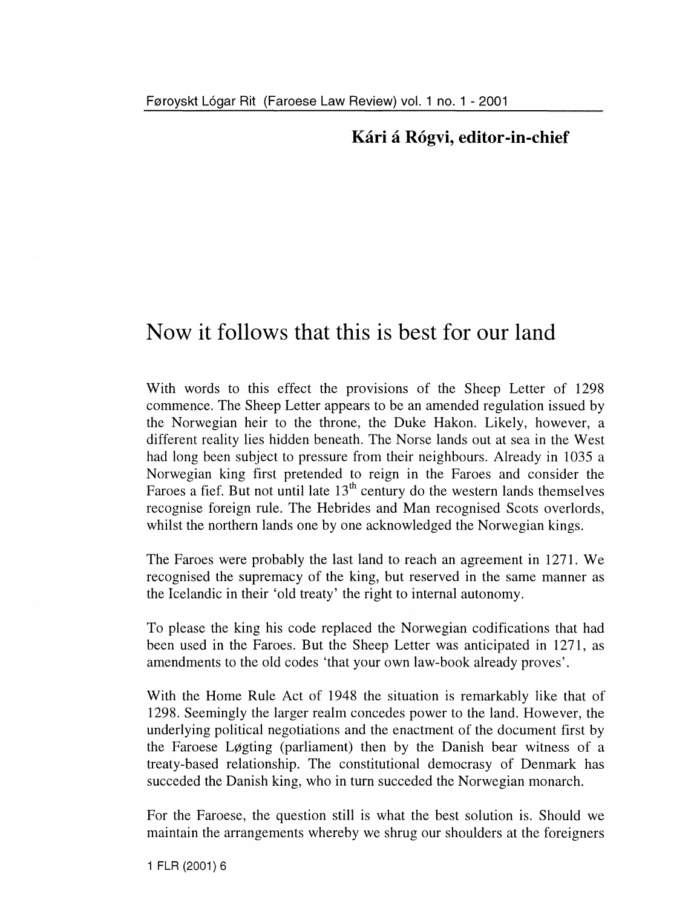**Kári á Rógvi, editor-in-chief**

# Now it follows that this is best for our land

With words to this effect the provisions of the Sheep Letter of 1298 commence. The Sheep Letter appears to be an amended regulation issued by the Norwegian heir to the throne, the Duke Hakon. Likely, however, a different reality lies hidden beneath. The Norse lands out at sea in the West had long been subject to pressure from their neighbours. Already in 1035 a Norwegian king first pretended to reign in the Faroes and consider the Faroes a fief. But not until late 13th century do the western lands themselves recognise foreign rule. The Hebrides and Man recognised Scots overlords, whilst the northern lands one by one acknowledged the Norwegian kings.

The Faroes were probably the last land to reach an agreement in 1271. We recognised the supremacy of the king, but reserved in the same manner as the Icelandic in their 'old treaty' the right to internal autonomy.

To please the king his code replaced the Norwegian codifications that had been used in the Faroes. But the Sheep Letter was anticipated in 1271, as amendments to the old codes 'that your own law-book already proves'.

With the Home Rule Act of 1948 the situation is remarkably like that of 1298. Seemingly the larger realm concedes power to the land. However, the underlying political negotiations and the enactment of the document first by the Faroese Løgting (parliament) then by the Danish bear witness of a treaty-based relationship. The constitutional democrasy of Denmark has succeded the Danish king, who in turn succeded the Norwegian monarch.

For the Faroese, the question still is what the best solution is. Should we maintain the arrangements whereby we shrug our shoulders at the foreigners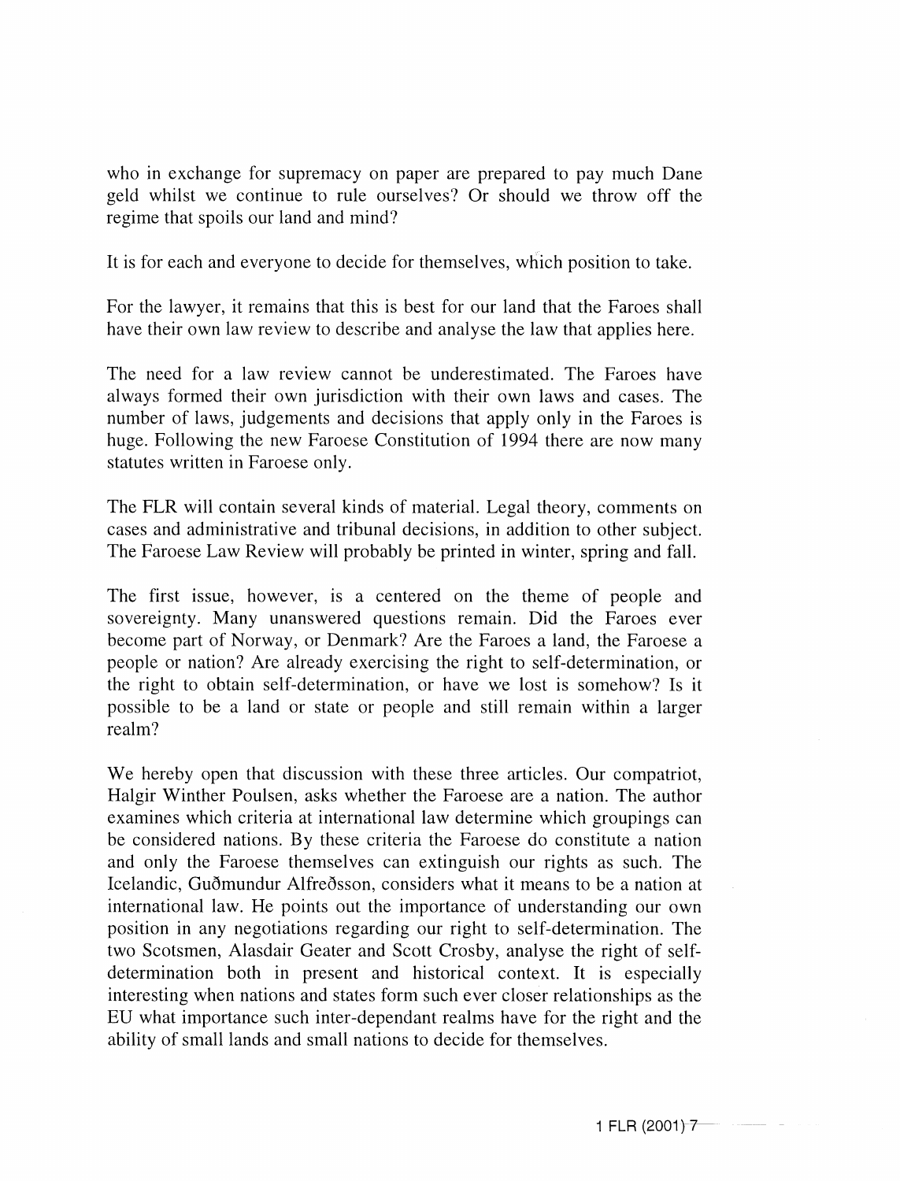who in exchange for supremacy on paper are prepared to pay much Dane geld whilst we continue to rule ourselves? Or should we throw off the regime that spoils our land and mind?

It is for each and everyone to decide for themselves, which position to take.

For the lawyer, it remains that this is best for our land that the Faroes shall have their own law review to describe and analyse the law that applies here.

The need for a law review cannot be underestimated. The Faroes have always formed their own jurisdiction with their own laws and cases. The number of laws, judgements and decisions that apply only in the Faroes is huge. Following the new Faroese Constitution of 1994 there are now many statutes written in Faroese only.

The FLR will contain several kinds of material. Legal theory, comments on cases and administrative and tribunal decisions, in addition to other subject. The Faroese Law Review will probably be printed in winter, spring and fall.

The first issue, however, is a centered on the theme of people and sovereignty. Many unanswered questions remain. Did the Faroes ever become part of Norway, or Denmark? Are the Faroes a land, the Faroese a people or nation? Are already exercising the right to self-determination, or the right to obtain self-determination, or have we lost is somehow? Is it possible to be a land or state or people and still remain within a larger realm?

We hereby open that discussion with these three articles. Our compatriot, Halgir Winther Poulsen, asks whether the Faroese are a nation. The author examines which criteria at international law determine which groupings can be considered nations. By these criteria the Faroese do constitute a nation and only the Faroese themselves can extinguish our rights as such. The Icelandic, Guðmundur Alfreðsson, considers what it means to be a nation at international law. He points out the importance of understanding our own position in any negotiations regarding our right to self-determination. The two Scotsmen, Alasdair Geater and Scott Crosby, analyse the right of self-determination both in present and historical context. It is especially interesting when nations and states form such ever closer relationships as the EU what importance such inter-dependant realms have for the right and the ability of small lands and small nations to decide for themselves.